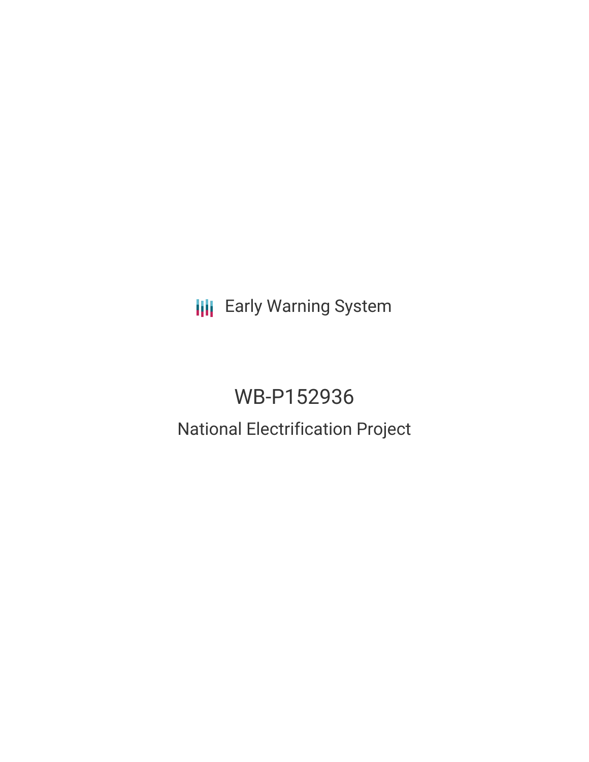Early Warning System

# WB-P152936

## National Electrification Project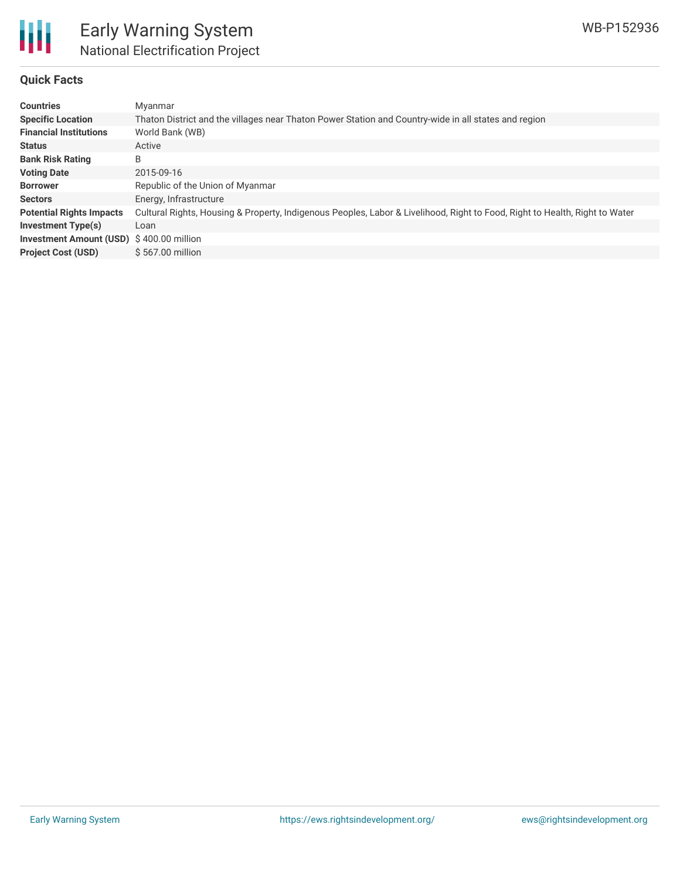# Early Warning System

## National Electrification Project

WB-P152936

### Quick Facts

| | |
|---|---|
| **Countries** | Myanmar |
| **Specific Location** | Thaton District and the villages near Thaton Power Station and Country-wide in all states and region |
| **Financial Institutions** | World Bank (WB) |
| **Status** | Active |
| **Bank Risk Rating** | B |
| **Voting Date** | 2015-09-16 |
| **Borrower** | Republic of the Union of Myanmar |
| **Sectors** | Energy, Infrastructure |
| **Potential Rights Impacts** | Cultural Rights, Housing & Property, Indigenous Peoples, Labor & Livelihood, Right to Food, Right to Health, Right to Water |
| **Investment Type(s)** | Loan |
| **Investment Amount (USD)** | $ 400.00 million |
| **Project Cost (USD)** | $ 567.00 million |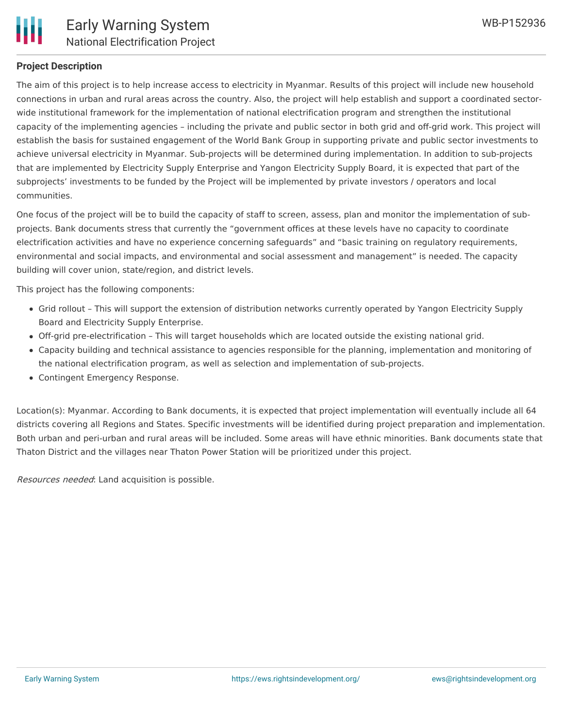## Project Description

The aim of this project is to help increase access to electricity in Myanmar. Results of this project will include new household connections in urban and rural areas across the country. Also, the project will help establish and support a coordinated sector-wide institutional framework for the implementation of national electrification program and strengthen the institutional capacity of the implementing agencies – including the private and public sector in both grid and off-grid work. This project will establish the basis for sustained engagement of the World Bank Group in supporting private and public sector investments to achieve universal electricity in Myanmar. Sub-projects will be determined during implementation. In addition to sub-projects that are implemented by Electricity Supply Enterprise and Yangon Electricity Supply Board, it is expected that part of the subprojects' investments to be funded by the Project will be implemented by private investors / operators and local communities.

One focus of the project will be to build the capacity of staff to screen, assess, plan and monitor the implementation of sub-projects. Bank documents stress that currently the "government offices at these levels have no capacity to coordinate electrification activities and have no experience concerning safeguards" and "basic training on regulatory requirements, environmental and social impacts, and environmental and social assessment and management" is needed. The capacity building will cover union, state/region, and district levels.

This project has the following components:

- Grid rollout – This will support the extension of distribution networks currently operated by Yangon Electricity Supply Board and Electricity Supply Enterprise.
- Off-grid pre-electrification – This will target households which are located outside the existing national grid.
- Capacity building and technical assistance to agencies responsible for the planning, implementation and monitoring of the national electrification program, as well as selection and implementation of sub-projects.
- Contingent Emergency Response.

Location(s): Myanmar. According to Bank documents, it is expected that project implementation will eventually include all 64 districts covering all Regions and States. Specific investments will be identified during project preparation and implementation. Both urban and peri-urban and rural areas will be included. Some areas will have ethnic minorities. Bank documents state that Thaton District and the villages near Thaton Power Station will be prioritized under this project.

*Resources needed*: Land acquisition is possible.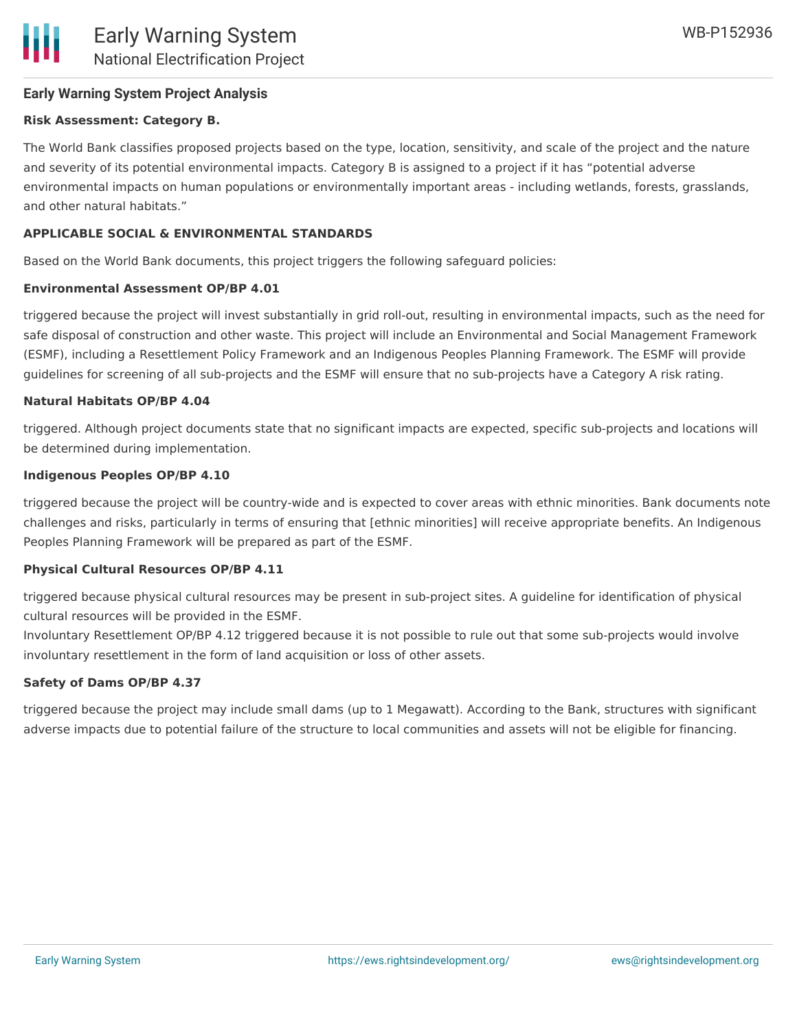**Early Warning System Project Analysis**

**Risk Assessment: Category B.**

The World Bank classifies proposed projects based on the type, location, sensitivity, and scale of the project and the nature and severity of its potential environmental impacts. Category B is assigned to a project if it has "potential adverse environmental impacts on human populations or environmentally important areas - including wetlands, forests, grasslands, and other natural habitats."

**APPLICABLE SOCIAL & ENVIRONMENTAL STANDARDS**

Based on the World Bank documents, this project triggers the following safeguard policies:

**Environmental Assessment OP/BP 4.01**

triggered because the project will invest substantially in grid roll-out, resulting in environmental impacts, such as the need for safe disposal of construction and other waste. This project will include an Environmental and Social Management Framework (ESMF), including a Resettlement Policy Framework and an Indigenous Peoples Planning Framework. The ESMF will provide guidelines for screening of all sub-projects and the ESMF will ensure that no sub-projects have a Category A risk rating.

**Natural Habitats OP/BP 4.04**

triggered. Although project documents state that no significant impacts are expected, specific sub-projects and locations will be determined during implementation.

**Indigenous Peoples OP/BP 4.10**

triggered because the project will be country-wide and is expected to cover areas with ethnic minorities. Bank documents note challenges and risks, particularly in terms of ensuring that [ethnic minorities] will receive appropriate benefits. An Indigenous Peoples Planning Framework will be prepared as part of the ESMF.

**Physical Cultural Resources OP/BP 4.11**

triggered because physical cultural resources may be present in sub-project sites. A guideline for identification of physical cultural resources will be provided in the ESMF.
Involuntary Resettlement OP/BP 4.12 triggered because it is not possible to rule out that some sub-projects would involve involuntary resettlement in the form of land acquisition or loss of other assets.

**Safety of Dams OP/BP 4.37**

triggered because the project may include small dams (up to 1 Megawatt). According to the Bank, structures with significant adverse impacts due to potential failure of the structure to local communities and assets will not be eligible for financing.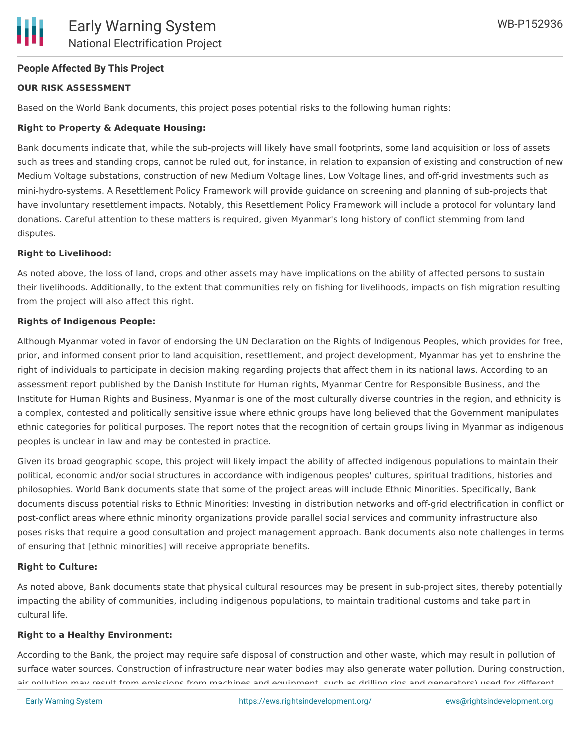**People Affected By This Project**

**OUR RISK ASSESSMENT**

Based on the World Bank documents, this project poses potential risks to the following human rights:

**Right to Property & Adequate Housing:**

Bank documents indicate that, while the sub-projects will likely have small footprints, some land acquisition or loss of assets such as trees and standing crops, cannot be ruled out, for instance, in relation to expansion of existing and construction of new Medium Voltage substations, construction of new Medium Voltage lines, Low Voltage lines, and off-grid investments such as mini-hydro-systems. A Resettlement Policy Framework will provide guidance on screening and planning of sub-projects that have involuntary resettlement impacts. Notably, this Resettlement Policy Framework will include a protocol for voluntary land donations. Careful attention to these matters is required, given Myanmar's long history of conflict stemming from land disputes.

**Right to Livelihood:**

As noted above, the loss of land, crops and other assets may have implications on the ability of affected persons to sustain their livelihoods. Additionally, to the extent that communities rely on fishing for livelihoods, impacts on fish migration resulting from the project will also affect this right.

**Rights of Indigenous People:**

Although Myanmar voted in favor of endorsing the UN Declaration on the Rights of Indigenous Peoples, which provides for free, prior, and informed consent prior to land acquisition, resettlement, and project development, Myanmar has yet to enshrine the right of individuals to participate in decision making regarding projects that affect them in its national laws. According to an assessment report published by the Danish Institute for Human rights, Myanmar Centre for Responsible Business, and the Institute for Human Rights and Business, Myanmar is one of the most culturally diverse countries in the region, and ethnicity is a complex, contested and politically sensitive issue where ethnic groups have long believed that the Government manipulates ethnic categories for political purposes. The report notes that the recognition of certain groups living in Myanmar as indigenous peoples is unclear in law and may be contested in practice.

Given its broad geographic scope, this project will likely impact the ability of affected indigenous populations to maintain their political, economic and/or social structures in accordance with indigenous peoples' cultures, spiritual traditions, histories and philosophies. World Bank documents state that some of the project areas will include Ethnic Minorities. Specifically, Bank documents discuss potential risks to Ethnic Minorities: Investing in distribution networks and off-grid electrification in conflict or post-conflict areas where ethnic minority organizations provide parallel social services and community infrastructure also poses risks that require a good consultation and project management approach. Bank documents also note challenges in terms of ensuring that [ethnic minorities] will receive appropriate benefits.

**Right to Culture:**

As noted above, Bank documents state that physical cultural resources may be present in sub-project sites, thereby potentially impacting the ability of communities, including indigenous populations, to maintain traditional customs and take part in cultural life.

**Right to a Healthy Environment:**

According to the Bank, the project may require safe disposal of construction and other waste, which may result in pollution of surface water sources. Construction of infrastructure near water bodies may also generate water pollution. During construction, air pollution may result from emissions from machines and equipment, such as drilling rigs and generators) used for different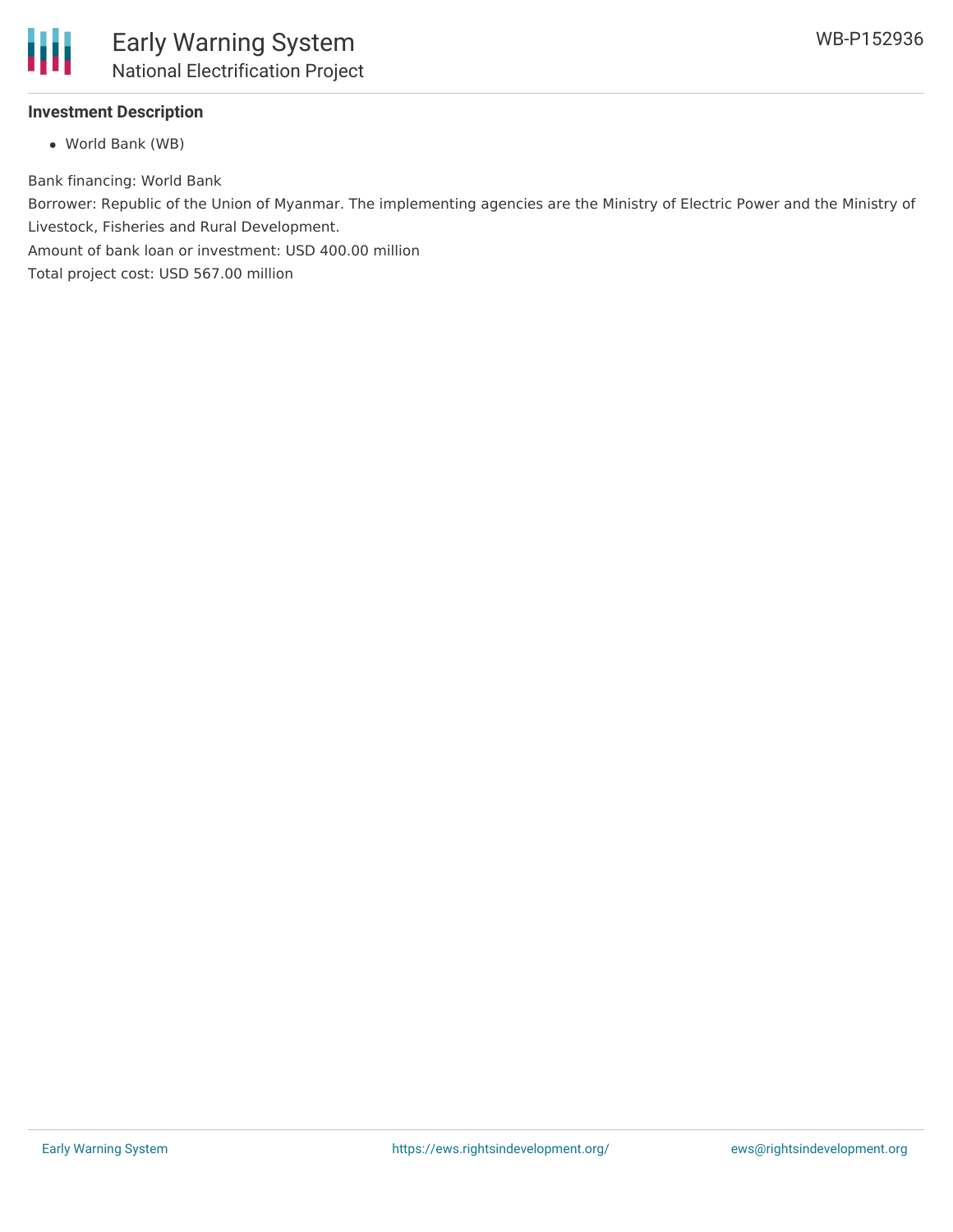### Investment Description

- World Bank (WB)

Bank financing: World Bank

Borrower: Republic of the Union of Myanmar. The implementing agencies are the Ministry of Electric Power and the Ministry of Livestock, Fisheries and Rural Development.

Amount of bank loan or investment: USD 400.00 million

Total project cost: USD 567.00 million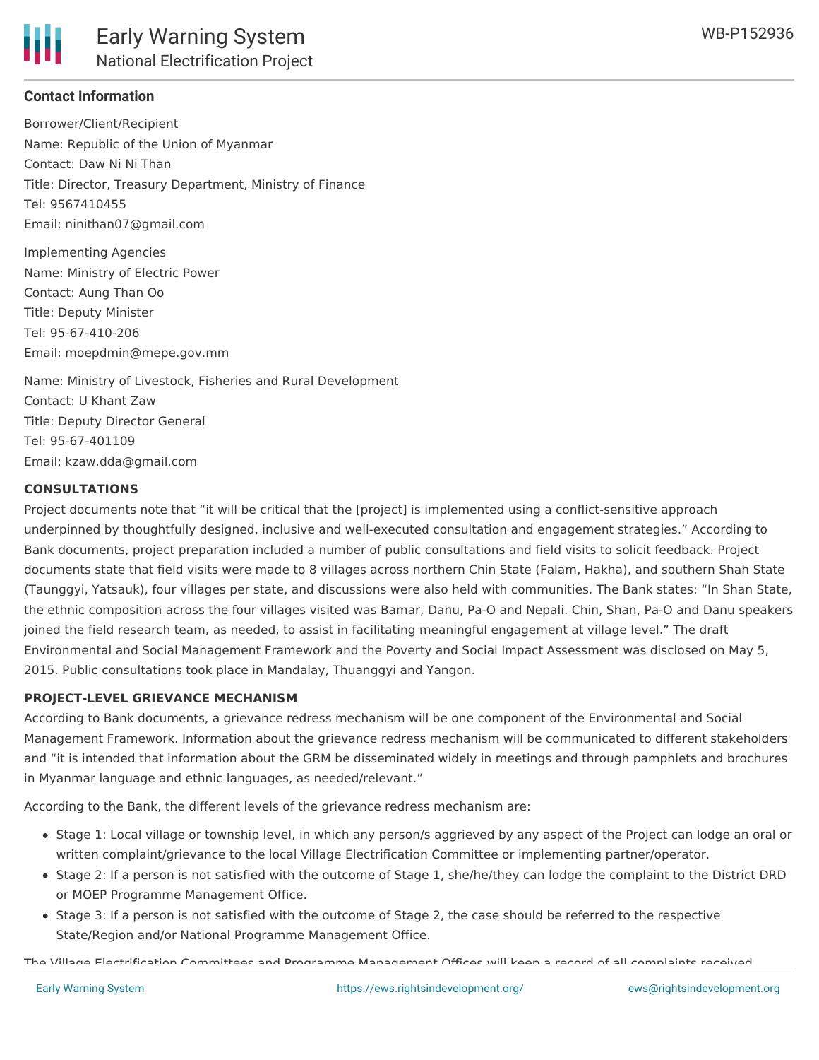## Contact Information

Borrower/Client/Recipient
Name: Republic of the Union of Myanmar
Contact: Daw Ni Ni Than
Title: Director, Treasury Department, Ministry of Finance
Tel: 9567410455
Email: ninithan07@gmail.com

Implementing Agencies
Name: Ministry of Electric Power
Contact: Aung Than Oo
Title: Deputy Minister
Tel: 95-67-410-206
Email: moepdmin@mepe.gov.mm

Name: Ministry of Livestock, Fisheries and Rural Development
Contact: U Khant Zaw
Title: Deputy Director General
Tel: 95-67-401109
Email: kzaw.dda@gmail.com

**CONSULTATIONS**

Project documents note that "it will be critical that the [project] is implemented using a conflict-sensitive approach underpinned by thoughtfully designed, inclusive and well-executed consultation and engagement strategies." According to Bank documents, project preparation included a number of public consultations and field visits to solicit feedback. Project documents state that field visits were made to 8 villages across northern Chin State (Falam, Hakha), and southern Shah State (Taunggyi, Yatsauk), four villages per state, and discussions were also held with communities. The Bank states: "In Shan State, the ethnic composition across the four villages visited was Bamar, Danu, Pa-O and Nepali. Chin, Shan, Pa-O and Danu speakers joined the field research team, as needed, to assist in facilitating meaningful engagement at village level." The draft Environmental and Social Management Framework and the Poverty and Social Impact Assessment was disclosed on May 5, 2015. Public consultations took place in Mandalay, Thuanggyi and Yangon.

**PROJECT-LEVEL GRIEVANCE MECHANISM**

According to Bank documents, a grievance redress mechanism will be one component of the Environmental and Social Management Framework. Information about the grievance redress mechanism will be communicated to different stakeholders and "it is intended that information about the GRM be disseminated widely in meetings and through pamphlets and brochures in Myanmar language and ethnic languages, as needed/relevant."

According to the Bank, the different levels of the grievance redress mechanism are:

- Stage 1: Local village or township level, in which any person/s aggrieved by any aspect of the Project can lodge an oral or written complaint/grievance to the local Village Electrification Committee or implementing partner/operator.
- Stage 2: If a person is not satisfied with the outcome of Stage 1, she/he/they can lodge the complaint to the District DRD or MOEP Programme Management Office.
- Stage 3: If a person is not satisfied with the outcome of Stage 2, the case should be referred to the respective State/Region and/or National Programme Management Office.

The Village Electrification Committees and Programme Management Offices will keep a record of all complaints received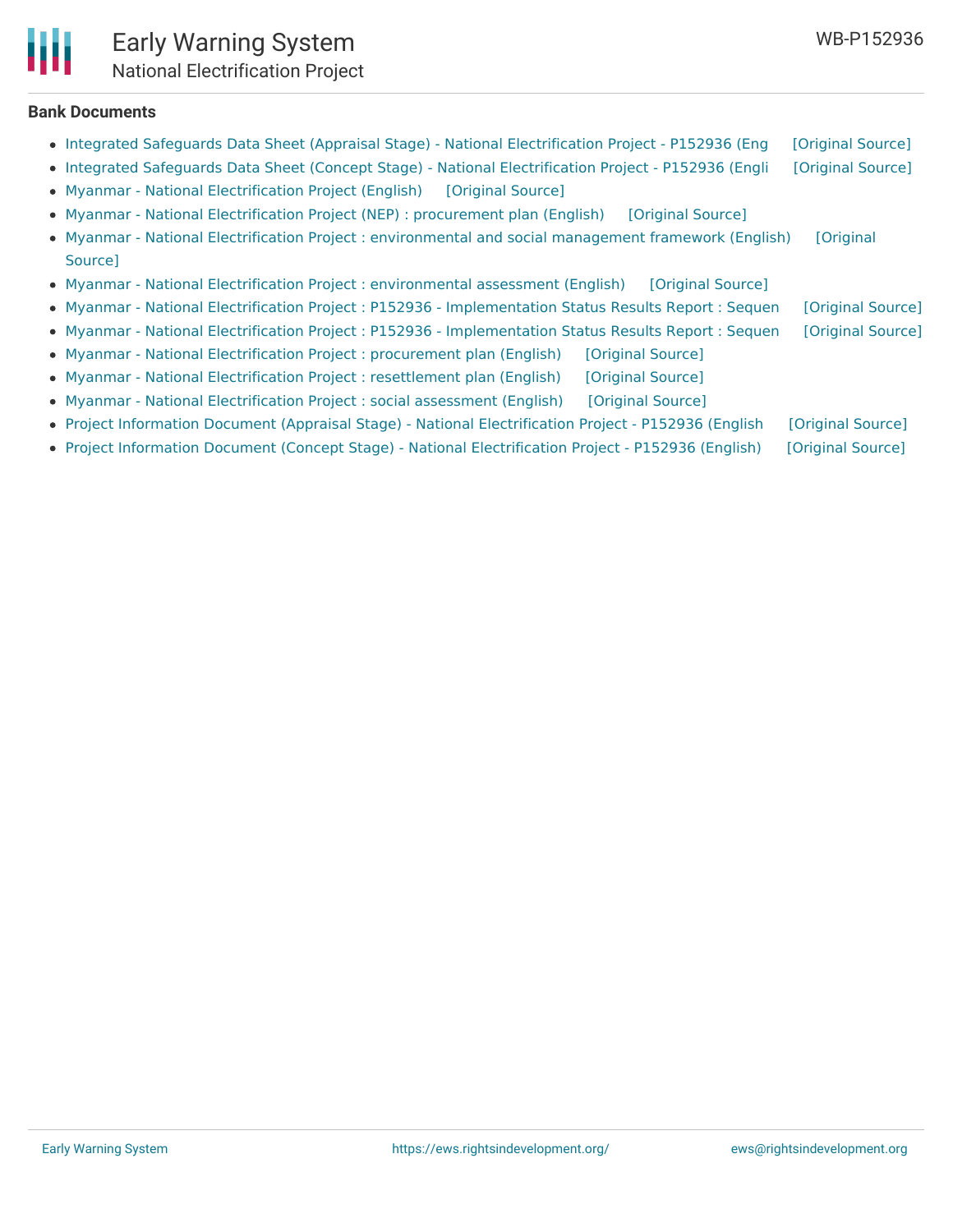## Bank Documents

- Integrated Safeguards Data Sheet (Appraisal Stage) - National Electrification Project - P152936 (Eng [Original Source]
- Integrated Safeguards Data Sheet (Concept Stage) - National Electrification Project - P152936 (Engli [Original Source]
- Myanmar - National Electrification Project (English) [Original Source]
- Myanmar - National Electrification Project (NEP) : procurement plan (English) [Original Source]
- Myanmar - National Electrification Project : environmental and social management framework (English) [Original Source]
- Myanmar - National Electrification Project : environmental assessment (English) [Original Source]
- Myanmar - National Electrification Project : P152936 - Implementation Status Results Report : Sequen [Original Source]
- Myanmar - National Electrification Project : P152936 - Implementation Status Results Report : Sequen [Original Source]
- Myanmar - National Electrification Project : procurement plan (English) [Original Source]
- Myanmar - National Electrification Project : resettlement plan (English) [Original Source]
- Myanmar - National Electrification Project : social assessment (English) [Original Source]
- Project Information Document (Appraisal Stage) - National Electrification Project - P152936 (English [Original Source]
- Project Information Document (Concept Stage) - National Electrification Project - P152936 (English) [Original Source]